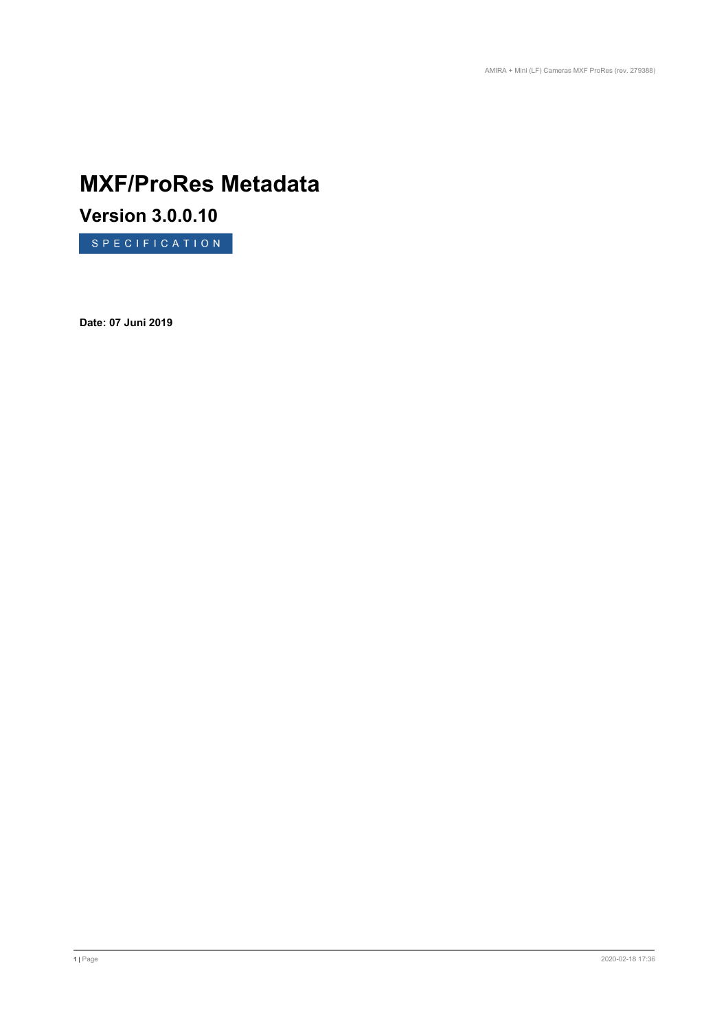# MXF/ProRes Metadata

## Version 3.0.0.10

SPECIFICATION

**Date: 07 Juni 2019**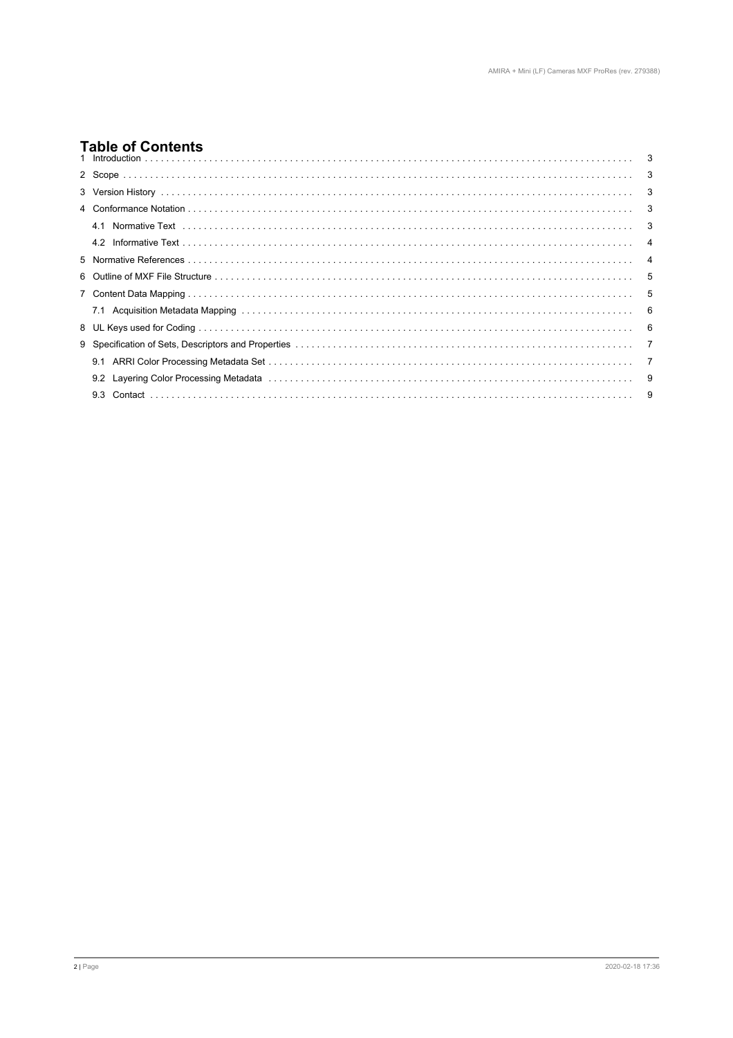# Table of Contents

1 Introduction . . . . . . . . . . . . . . . . . . . . . . . . . . . . . . . . . . . . . . . . . . . . . . . . . . . . . . . . . . . . . . . . . . . . . . . . . . . . . . . . . . . 3

2 Scope . . . . . . . . . . . . . . . . . . . . . . . . . . . . . . . . . . . . . . . . . . . . . . . . . . . . . . . . . . . . . . . . . . . . . . . . . . . . . . . . . . . . . . 3

3 Version History . . . . . . . . . . . . . . . . . . . . . . . . . . . . . . . . . . . . . . . . . . . . . . . . . . . . . . . . . . . . . . . . . . . . . . . . . . . . . . 3

4 Conformance Notation . . . . . . . . . . . . . . . . . . . . . . . . . . . . . . . . . . . . . . . . . . . . . . . . . . . . . . . . . . . . . . . . . . . . . . . . 3

4.1 Normative Text . . . . . . . . . . . . . . . . . . . . . . . . . . . . . . . . . . . . . . . . . . . . . . . . . . . . . . . . . . . . . . . . . . . . . . . . 3

4.2 Informative Text . . . . . . . . . . . . . . . . . . . . . . . . . . . . . . . . . . . . . . . . . . . . . . . . . . . . . . . . . . . . . . . . . . . . . . . 4

5 Normative References . . . . . . . . . . . . . . . . . . . . . . . . . . . . . . . . . . . . . . . . . . . . . . . . . . . . . . . . . . . . . . . . . . . . . . . 4

6 Outline of MXF File Structure . . . . . . . . . . . . . . . . . . . . . . . . . . . . . . . . . . . . . . . . . . . . . . . . . . . . . . . . . . . . . . . . . 5

7 Content Data Mapping . . . . . . . . . . . . . . . . . . . . . . . . . . . . . . . . . . . . . . . . . . . . . . . . . . . . . . . . . . . . . . . . . . . . . . . 5

7.1 Acquisition Metadata Mapping . . . . . . . . . . . . . . . . . . . . . . . . . . . . . . . . . . . . . . . . . . . . . . . . . . . . . . . . . . . . 6

8 UL Keys used for Coding . . . . . . . . . . . . . . . . . . . . . . . . . . . . . . . . . . . . . . . . . . . . . . . . . . . . . . . . . . . . . . . . . . . . . 6

9 Specification of Sets, Descriptors and Properties . . . . . . . . . . . . . . . . . . . . . . . . . . . . . . . . . . . . . . . . . . . . . . . . . 7

9.1 ARRI Color Processing Metadata Set . . . . . . . . . . . . . . . . . . . . . . . . . . . . . . . . . . . . . . . . . . . . . . . . . . . . . . 7

9.2 Layering Color Processing Metadata . . . . . . . . . . . . . . . . . . . . . . . . . . . . . . . . . . . . . . . . . . . . . . . . . . . . . . . 9

9.3 Contact . . . . . . . . . . . . . . . . . . . . . . . . . . . . . . . . . . . . . . . . . . . . . . . . . . . . . . . . . . . . . . . . . . . . . . . . . . . . . . 9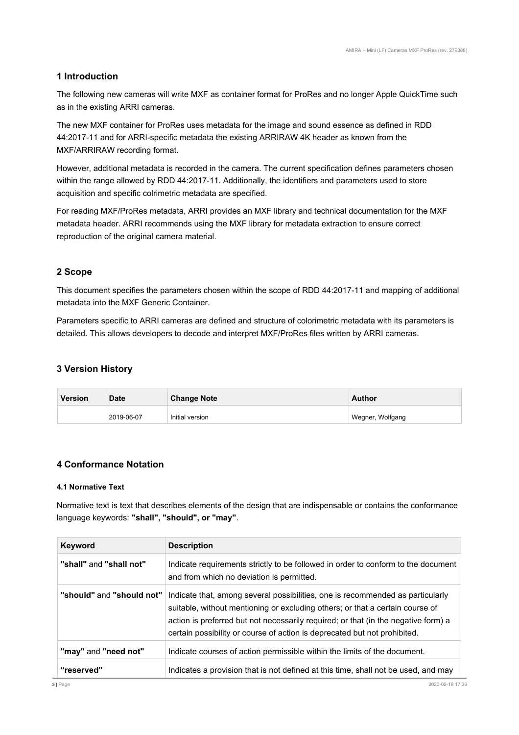## 1 Introduction

The following new cameras will write MXF as container format for ProRes and no longer Apple QuickTime such as in the existing ARRI cameras.

The new MXF container for ProRes uses metadata for the image and sound essence as defined in RDD 44:2017-11 and for ARRI-specific metadata the existing ARRIRAW 4K header as known from the MXF/ARRIRAW recording format.

However, additional metadata is recorded in the camera. The current specification defines parameters chosen within the range allowed by RDD 44:2017-11. Additionally, the identifiers and parameters used to store acquisition and specific colrimetric metadata are specified.

For reading MXF/ProRes metadata, ARRI provides an MXF library and technical documentation for the MXF metadata header. ARRI recommends using the MXF library for metadata extraction to ensure correct reproduction of the original camera material.

## 2 Scope

This document specifies the parameters chosen within the scope of RDD 44:2017-11 and mapping of additional metadata into the MXF Generic Container.

Parameters specific to ARRI cameras are defined and structure of colorimetric metadata with its parameters is detailed. This allows developers to decode and interpret MXF/ProRes files written by ARRI cameras.

## 3 Version History

| Version | Date | Change Note | Author |
|---|---|---|---|
| | 2019-06-07 | Initial version | Wegner, Wolfgang |

## 4 Conformance Notation

### 4.1 Normative Text

Normative text is text that describes elements of the design that are indispensable or contains the conformance language keywords: **"shall", "should", or "may"**.

| Keyword | Description |
|---|---|
| **"shall"** and **"shall not"** | Indicate requirements strictly to be followed in order to conform to the document and from which no deviation is permitted. |
| **"should"** and **"should not"** | Indicate that, among several possibilities, one is recommended as particularly suitable, without mentioning or excluding others; or that a certain course of action is preferred but not necessarily required; or that (in the negative form) a certain possibility or course of action is deprecated but not prohibited. |
| **"may"** and **"need not"** | Indicate courses of action permissible within the limits of the document. |
| **"reserved"** | Indicates a provision that is not defined at this time, shall not be used, and may |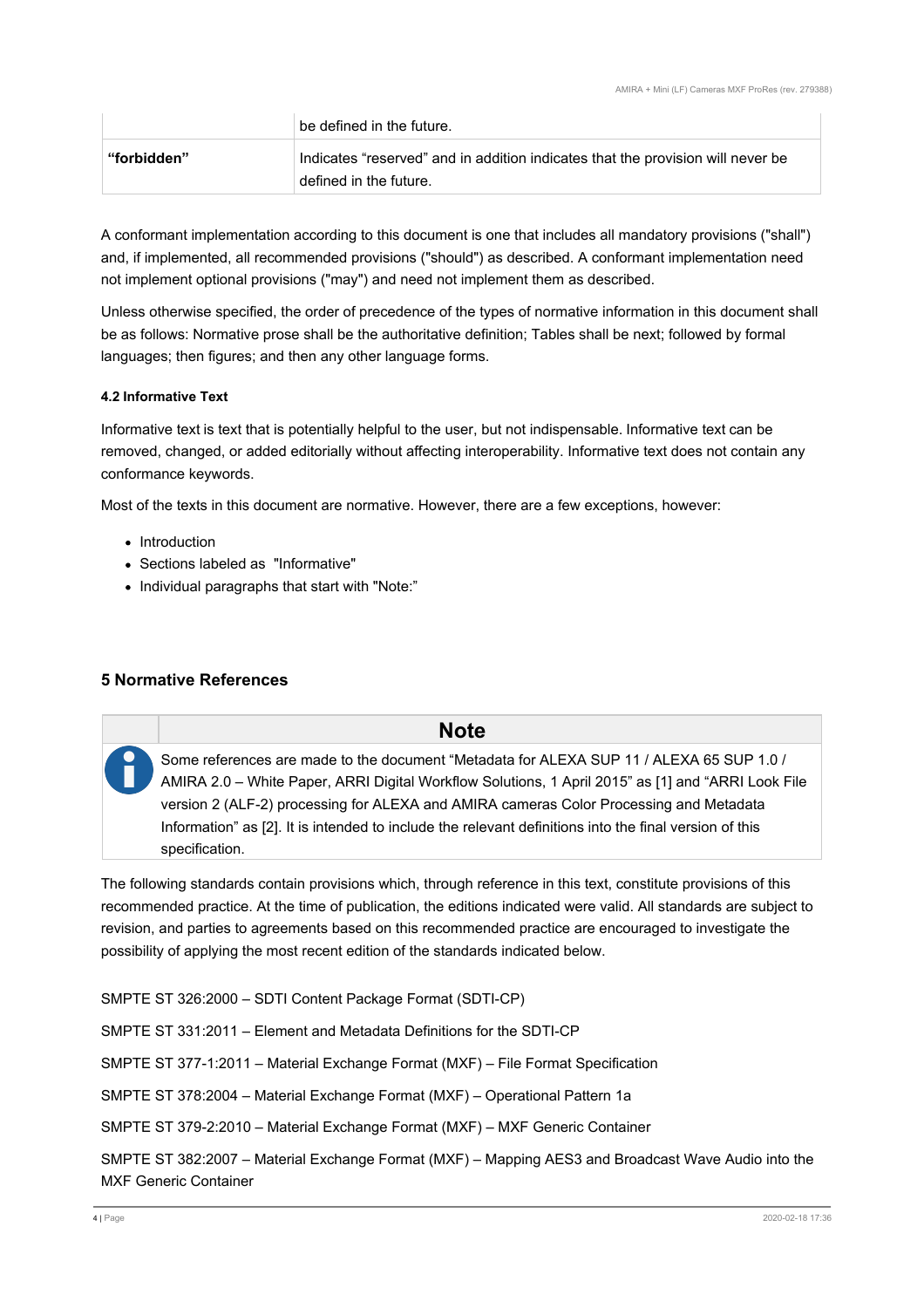|  | be defined in the future. |
| --- | --- |
| **"forbidden"** | Indicates "reserved" and in addition indicates that the provision will never be defined in the future. |

A conformant implementation according to this document is one that includes all mandatory provisions ("shall") and, if implemented, all recommended provisions ("should") as described. A conformant implementation need not implement optional provisions ("may") and need not implement them as described.

Unless otherwise specified, the order of precedence of the types of normative information in this document shall be as follows: Normative prose shall be the authoritative definition; Tables shall be next; followed by formal languages; then figures; and then any other language forms.

#### 4.2 Informative Text

Informative text is text that is potentially helpful to the user, but not indispensable. Informative text can be removed, changed, or added editorially without affecting interoperability. Informative text does not contain any conformance keywords.

Most of the texts in this document are normative. However, there are a few exceptions, however:

- Introduction
- Sections labeled as "Informative"
- Individual paragraphs that start with "Note:"

## 5 Normative References

> **Note**
>
> Some references are made to the document "Metadata for ALEXA SUP 11 / ALEXA 65 SUP 1.0 / AMIRA 2.0 – White Paper, ARRI Digital Workflow Solutions, 1 April 2015" as [1] and "ARRI Look File version 2 (ALF-2) processing for ALEXA and AMIRA cameras Color Processing and Metadata Information" as [2]. It is intended to include the relevant definitions into the final version of this specification.

The following standards contain provisions which, through reference in this text, constitute provisions of this recommended practice. At the time of publication, the editions indicated were valid. All standards are subject to revision, and parties to agreements based on this recommended practice are encouraged to investigate the possibility of applying the most recent edition of the standards indicated below.

SMPTE ST 326:2000 – SDTI Content Package Format (SDTI-CP)

SMPTE ST 331:2011 – Element and Metadata Definitions for the SDTI-CP

SMPTE ST 377-1:2011 – Material Exchange Format (MXF) – File Format Specification

SMPTE ST 378:2004 – Material Exchange Format (MXF) – Operational Pattern 1a

SMPTE ST 379-2:2010 – Material Exchange Format (MXF) – MXF Generic Container

SMPTE ST 382:2007 – Material Exchange Format (MXF) – Mapping AES3 and Broadcast Wave Audio into the MXF Generic Container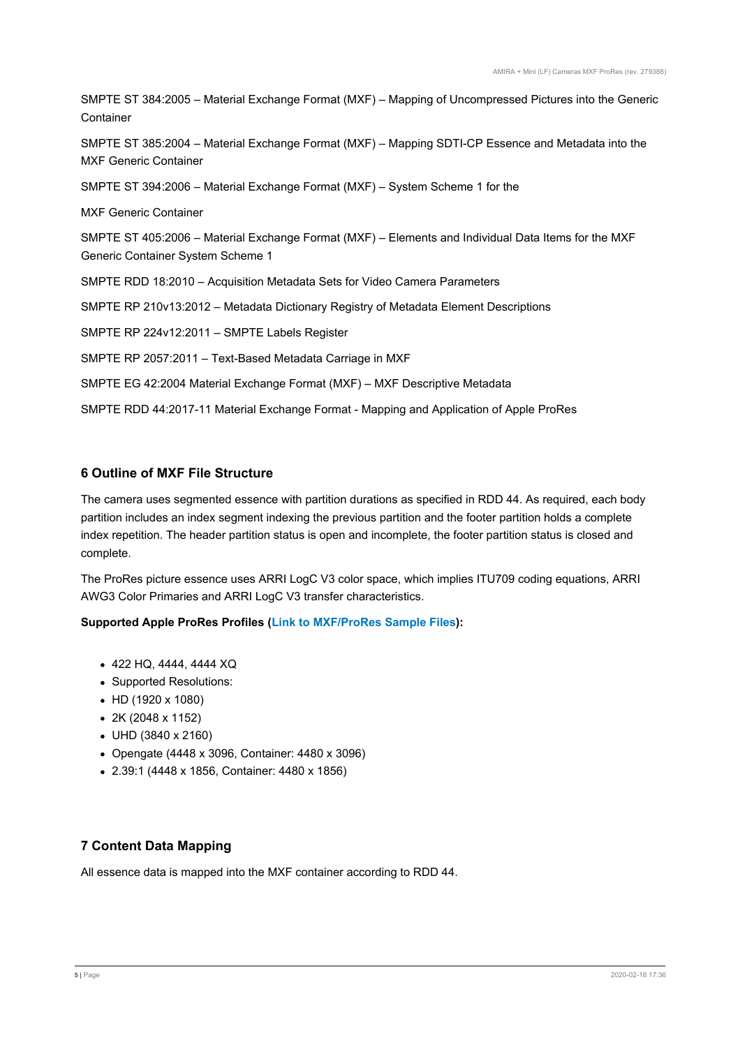SMPTE ST 384:2005 – Material Exchange Format (MXF) – Mapping of Uncompressed Pictures into the Generic Container

SMPTE ST 385:2004 – Material Exchange Format (MXF) – Mapping SDTI-CP Essence and Metadata into the MXF Generic Container

SMPTE ST 394:2006 – Material Exchange Format (MXF) – System Scheme 1 for the

MXF Generic Container

SMPTE ST 405:2006 – Material Exchange Format (MXF) – Elements and Individual Data Items for the MXF Generic Container System Scheme 1

SMPTE RDD 18:2010 – Acquisition Metadata Sets for Video Camera Parameters

SMPTE RP 210v13:2012 – Metadata Dictionary Registry of Metadata Element Descriptions

SMPTE RP 224v12:2011 – SMPTE Labels Register

SMPTE RP 2057:2011 – Text-Based Metadata Carriage in MXF

SMPTE EG 42:2004 Material Exchange Format (MXF) – MXF Descriptive Metadata

SMPTE RDD 44:2017-11 Material Exchange Format - Mapping and Application of Apple ProRes

## 6 Outline of MXF File Structure

The camera uses segmented essence with partition durations as specified in RDD 44. As required, each body partition includes an index segment indexing the previous partition and the footer partition holds a complete index repetition. The header partition status is open and incomplete, the footer partition status is closed and complete.

The ProRes picture essence uses ARRI LogC V3 color space, which implies ITU709 coding equations, ARRI AWG3 Color Primaries and ARRI LogC V3 transfer characteristics.

**Supported Apple ProRes Profiles (Link to MXF/ProRes Sample Files):**

- 422 HQ, 4444, 4444 XQ
- Supported Resolutions:
- HD (1920 x 1080)
- 2K (2048 x 1152)
- UHD (3840 x 2160)
- Opengate (4448 x 3096, Container: 4480 x 3096)
- 2.39:1 (4448 x 1856, Container: 4480 x 1856)

## 7 Content Data Mapping

All essence data is mapped into the MXF container according to RDD 44.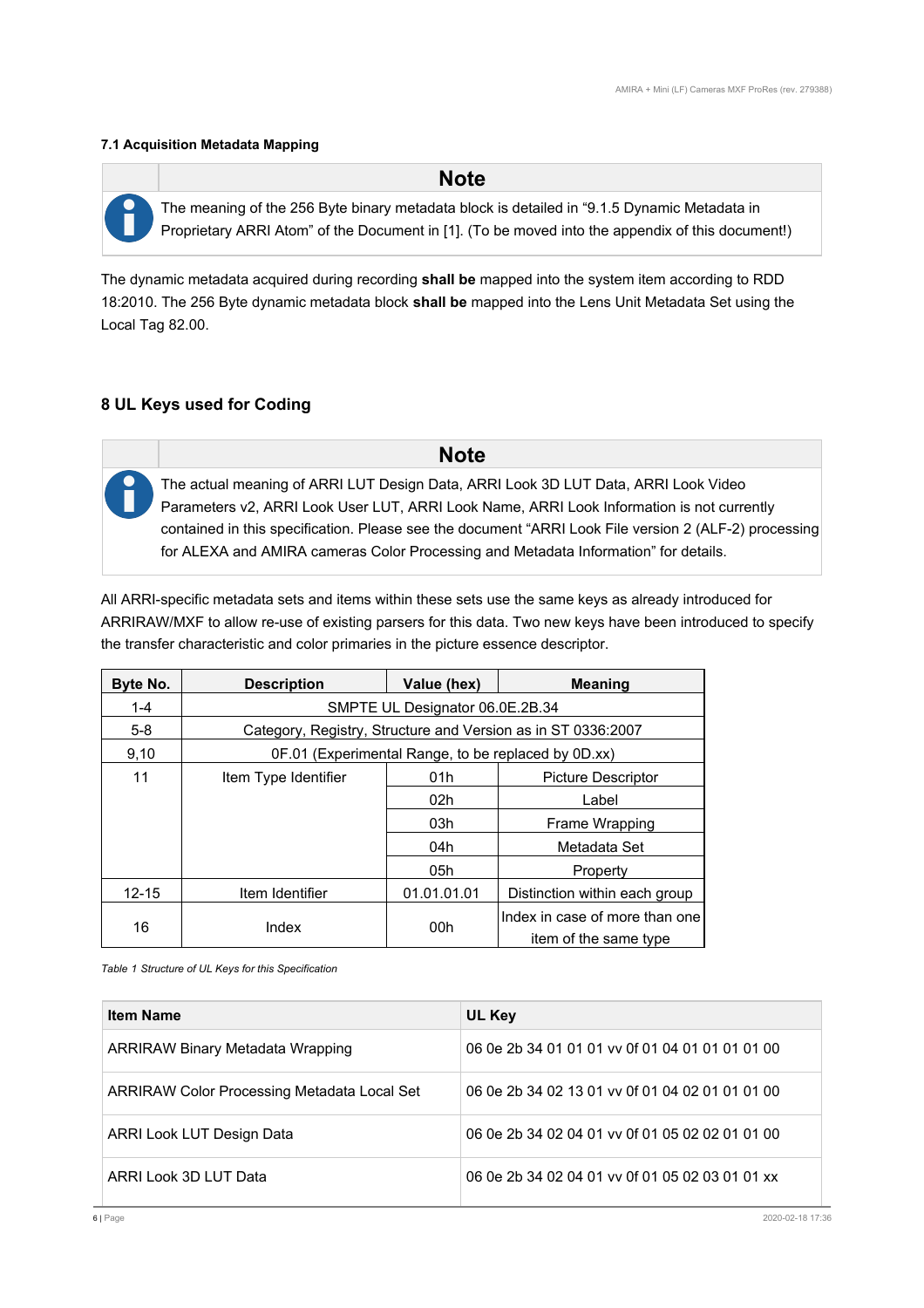### 7.1 Acquisition Metadata Mapping

| | Note |
|---|---|
| | The meaning of the 256 Byte binary metadata block is detailed in "9.1.5 Dynamic Metadata in Proprietary ARRI Atom" of the Document in [1]. (To be moved into the appendix of this document!) |

The dynamic metadata acquired during recording **shall be** mapped into the system item according to RDD 18:2010. The 256 Byte dynamic metadata block **shall be** mapped into the Lens Unit Metadata Set using the Local Tag 82.00.

## 8 UL Keys used for Coding

| | Note |
|---|---|
| | The actual meaning of ARRI LUT Design Data, ARRI Look 3D LUT Data, ARRI Look Video Parameters v2, ARRI Look User LUT, ARRI Look Name, ARRI Look Information is not currently contained in this specification. Please see the document "ARRI Look File version 2 (ALF-2) processing for ALEXA and AMIRA cameras Color Processing and Metadata Information" for details. |

All ARRI-specific metadata sets and items within these sets use the same keys as already introduced for ARRIRAW/MXF to allow re-use of existing parsers for this data. Two new keys have been introduced to specify the transfer characteristic and color primaries in the picture essence descriptor.

| Byte No. | Description | Value (hex) | Meaning |
|---|---|---|---|
| 1-4 | SMPTE UL Designator 06.0E.2B.34 | | |
| 5-8 | Category, Registry, Structure and Version as in ST 0336:2007 | | |
| 9,10 | 0F.01 (Experimental Range, to be replaced by 0D.xx) | | |
| 11 | Item Type Identifier | 01h | Picture Descriptor |
| | | 02h | Label |
| | | 03h | Frame Wrapping |
| | | 04h | Metadata Set |
| | | 05h | Property |
| 12-15 | Item Identifier | 01.01.01.01 | Distinction within each group |
| 16 | Index | 00h | Index in case of more than one item of the same type |

*Table 1 Structure of UL Keys for this Specification*

| Item Name | UL Key |
|---|---|
| ARRIRAW Binary Metadata Wrapping | 06 0e 2b 34 01 01 01 vv 0f 01 04 01 01 01 01 00 |
| ARRIRAW Color Processing Metadata Local Set | 06 0e 2b 34 02 13 01 vv 0f 01 04 02 01 01 01 00 |
| ARRI Look LUT Design Data | 06 0e 2b 34 02 04 01 vv 0f 01 05 02 02 01 01 00 |
| ARRI Look 3D LUT Data | 06 0e 2b 34 02 04 01 vv 0f 01 05 02 03 01 01 xx |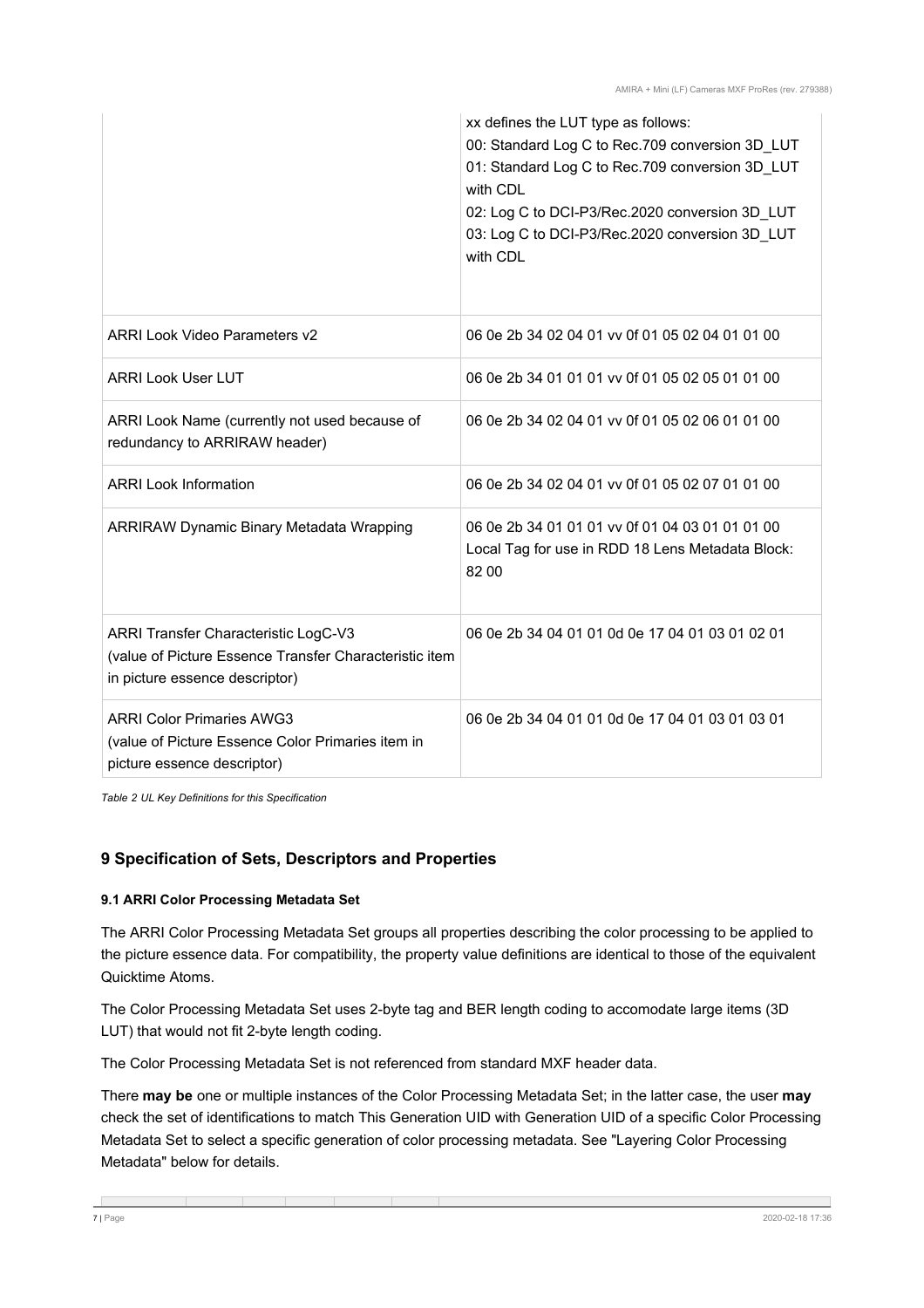| | |
|---|---|
| | xx defines the LUT type as follows:<br>00: Standard Log C to Rec.709 conversion 3D_LUT<br>01: Standard Log C to Rec.709 conversion 3D_LUT with CDL<br>02: Log C to DCI-P3/Rec.2020 conversion 3D_LUT<br>03: Log C to DCI-P3/Rec.2020 conversion 3D_LUT with CDL |
| ARRI Look Video Parameters v2 | 06 0e 2b 34 02 04 01 vv 0f 01 05 02 04 01 01 00 |
| ARRI Look User LUT | 06 0e 2b 34 01 01 01 vv 0f 01 05 02 05 01 01 00 |
| ARRI Look Name (currently not used because of redundancy to ARRIRAW header) | 06 0e 2b 34 02 04 01 vv 0f 01 05 02 06 01 01 00 |
| ARRI Look Information | 06 0e 2b 34 02 04 01 vv 0f 01 05 02 07 01 01 00 |
| ARRIRAW Dynamic Binary Metadata Wrapping | 06 0e 2b 34 01 01 01 vv 0f 01 04 03 01 01 01 00<br>Local Tag for use in RDD 18 Lens Metadata Block: 82 00 |
| ARRI Transfer Characteristic LogC-V3 (value of Picture Essence Transfer Characteristic item in picture essence descriptor) | 06 0e 2b 34 04 01 01 0d 0e 17 04 01 03 01 02 01 |
| ARRI Color Primaries AWG3 (value of Picture Essence Color Primaries item in picture essence descriptor) | 06 0e 2b 34 04 01 01 0d 0e 17 04 01 03 01 03 01 |

*Table 2 UL Key Definitions for this Specification*

## 9 Specification of Sets, Descriptors and Properties

### 9.1 ARRI Color Processing Metadata Set

The ARRI Color Processing Metadata Set groups all properties describing the color processing to be applied to the picture essence data. For compatibility, the property value definitions are identical to those of the equivalent Quicktime Atoms.

The Color Processing Metadata Set uses 2-byte tag and BER length coding to accomodate large items (3D LUT) that would not fit 2-byte length coding.

The Color Processing Metadata Set is not referenced from standard MXF header data.

There **may be** one or multiple instances of the Color Processing Metadata Set; in the latter case, the user **may** check the set of identifications to match This Generation UID with Generation UID of a specific Color Processing Metadata Set to select a specific generation of color processing metadata. See "Layering Color Processing Metadata" below for details.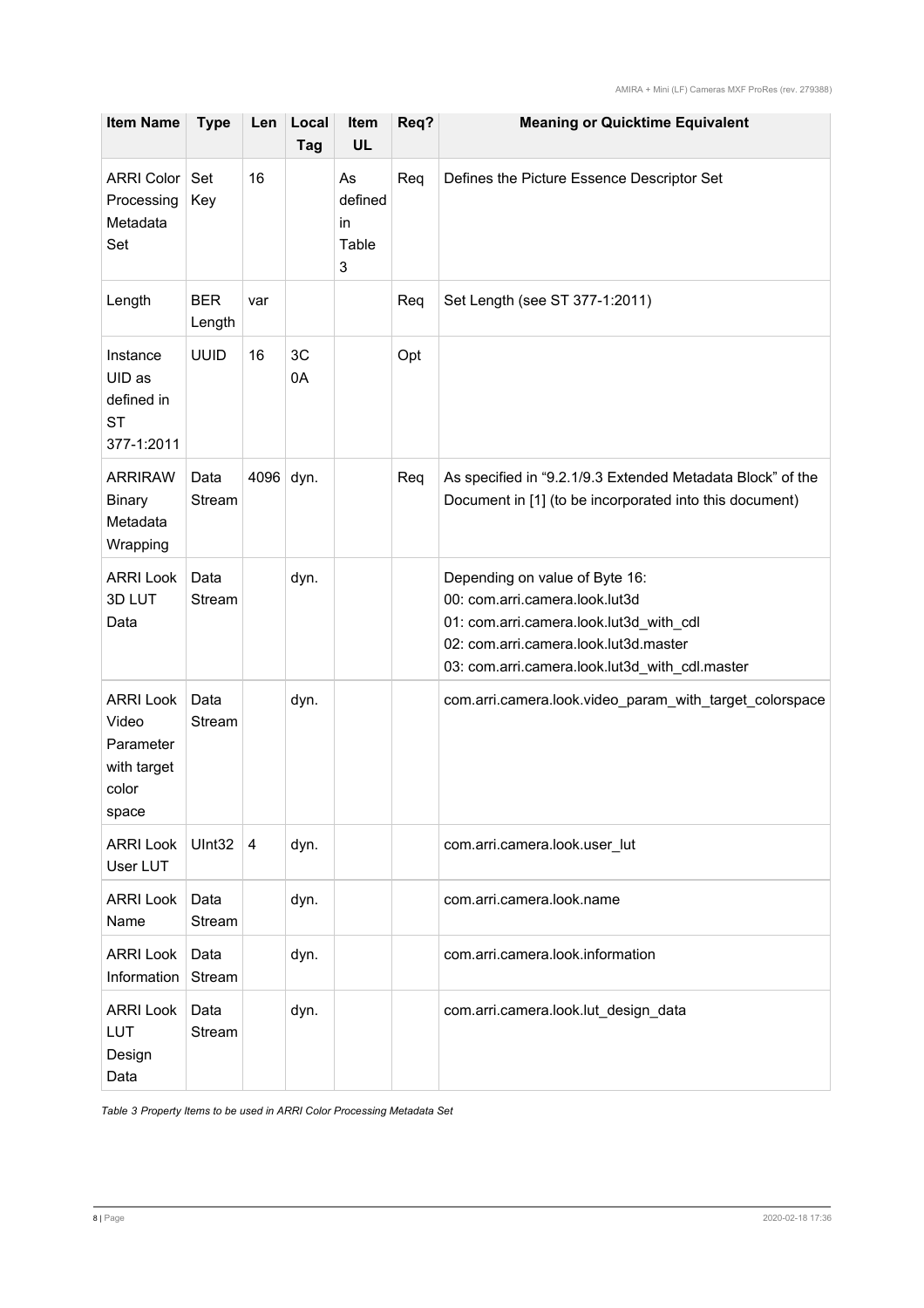| Item Name | Type | Len | Local Tag | Item UL | Req? | Meaning or Quicktime Equivalent |
|---|---|---|---|---|---|---|
| ARRI Color Processing Metadata Set | Set Key | 16 | | As defined in Table 3 | Req | Defines the Picture Essence Descriptor Set |
| Length | BER Length | var | | | Req | Set Length (see ST 377-1:2011) |
| Instance UID as defined in ST 377-1:2011 | UUID | 16 | 3C 0A | | Opt | |
| ARRIRAW Binary Metadata Wrapping | Data Stream | 4096 | dyn. | | Req | As specified in "9.2.1/9.3 Extended Metadata Block" of the Document in [1] (to be incorporated into this document) |
| ARRI Look 3D LUT Data | Data Stream | | dyn. | | | Depending on value of Byte 16:<br>00: com.arri.camera.look.lut3d<br>01: com.arri.camera.look.lut3d_with_cdl<br>02: com.arri.camera.look.lut3d.master<br>03: com.arri.camera.look.lut3d_with_cdl.master |
| ARRI Look Video Parameter with target color space | Data Stream | | dyn. | | | com.arri.camera.look.video_param_with_target_colorspace |
| ARRI Look User LUT | UInt32 | 4 | dyn. | | | com.arri.camera.look.user_lut |
| ARRI Look Name | Data Stream | | dyn. | | | com.arri.camera.look.name |
| ARRI Look Information | Data Stream | | dyn. | | | com.arri.camera.look.information |
| ARRI Look LUT Design Data | Data Stream | | dyn. | | | com.arri.camera.look.lut_design_data |

*Table 3 Property Items to be used in ARRI Color Processing Metadata Set*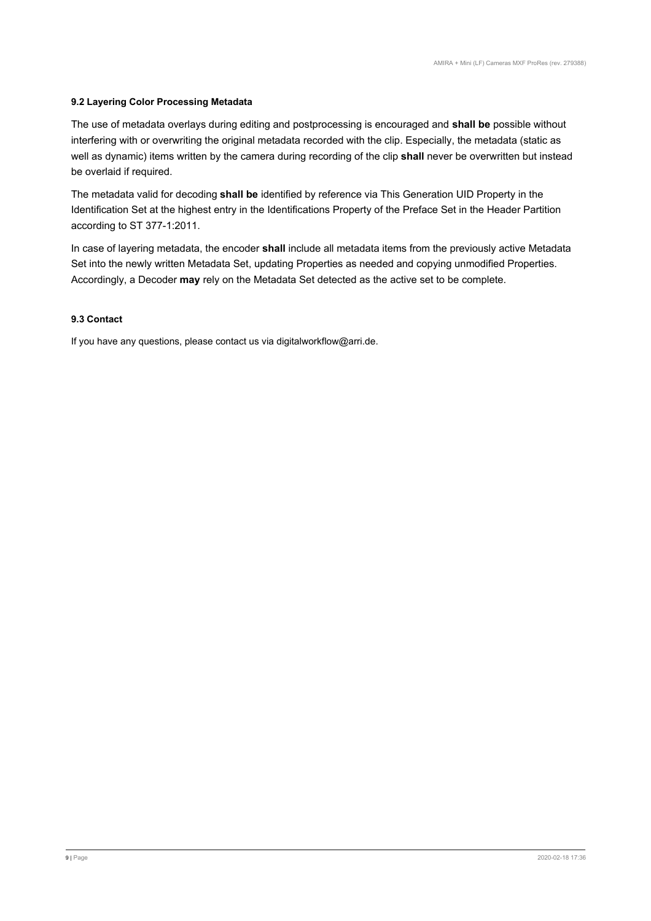### 9.2 Layering Color Processing Metadata

The use of metadata overlays during editing and postprocessing is encouraged and **shall be** possible without interfering with or overwriting the original metadata recorded with the clip. Especially, the metadata (static as well as dynamic) items written by the camera during recording of the clip **shall** never be overwritten but instead be overlaid if required.

The metadata valid for decoding **shall be** identified by reference via This Generation UID Property in the Identification Set at the highest entry in the Identifications Property of the Preface Set in the Header Partition according to ST 377-1:2011.

In case of layering metadata, the encoder **shall** include all metadata items from the previously active Metadata Set into the newly written Metadata Set, updating Properties as needed and copying unmodified Properties. Accordingly, a Decoder **may** rely on the Metadata Set detected as the active set to be complete.

### 9.3 Contact

If you have any questions, please contact us via digitalworkflow@arri.de.